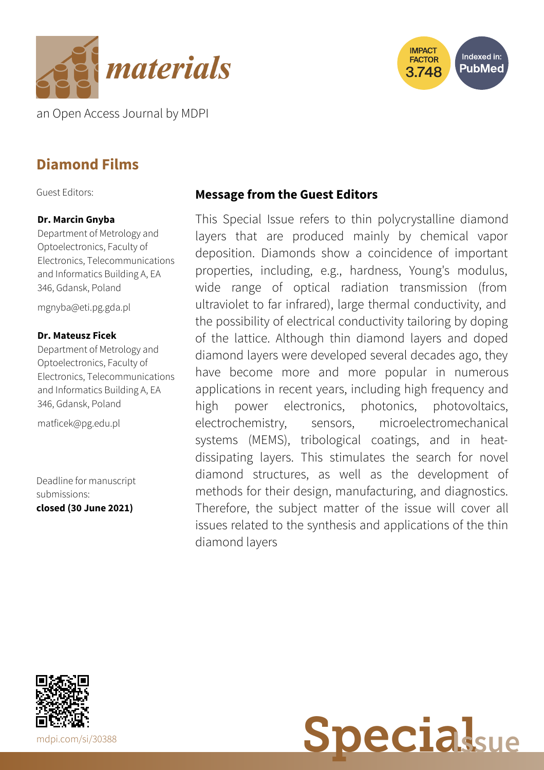# materials

an Open Access Journal by MDPI

IMPACT FACTOR 3.748

Indexed in: PubMed

## Diamond Films

Guest Editors:

**Dr. Marcin Gnyba**
Department of Metrology and Optoelectronics, Faculty of Electronics, Telecommunications and Informatics Building A, EA 346, Gdansk, Poland

mgnyba@eti.pg.gda.pl

**Dr. Mateusz Ficek**
Department of Metrology and Optoelectronics, Faculty of Electronics, Telecommunications and Informatics Building A, EA 346, Gdansk, Poland

matficek@pg.edu.pl

Deadline for manuscript submissions:
**closed (30 June 2021)**

### Message from the Guest Editors

This Special Issue refers to thin polycrystalline diamond layers that are produced mainly by chemical vapor deposition. Diamonds show a coincidence of important properties, including, e.g., hardness, Young's modulus, wide range of optical radiation transmission (from ultraviolet to far infrared), large thermal conductivity, and the possibility of electrical conductivity tailoring by doping of the lattice. Although thin diamond layers and doped diamond layers were developed several decades ago, they have become more and more popular in numerous applications in recent years, including high frequency and high power electronics, photonics, photovoltaics, electrochemistry, sensors, microelectromechanical systems (MEMS), tribological coatings, and in heat-dissipating layers. This stimulates the search for novel diamond structures, as well as the development of methods for their design, manufacturing, and diagnostics. Therefore, the subject matter of the issue will cover all issues related to the synthesis and applications of the thin diamond layers

mdpi.com/si/30388

Special Issue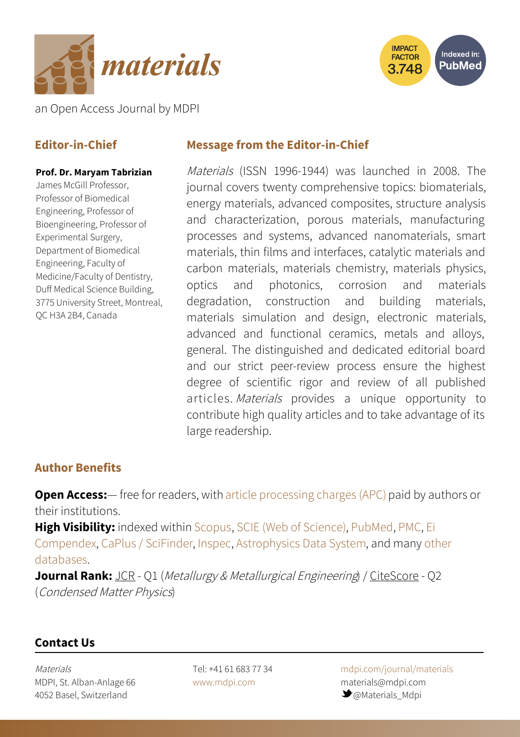# *materials*

IMPACT FACTOR 3.748

Indexed in: PubMed

an Open Access Journal by MDPI

## Editor-in-Chief

**Prof. Dr. Maryam Tabrizian**
James McGill Professor, Professor of Biomedical Engineering, Professor of Bioengineering, Professor of Experimental Surgery, Department of Biomedical Engineering, Faculty of Medicine/Faculty of Dentistry, Duff Medical Science Building, 3775 University Street, Montreal, QC H3A 2B4, Canada

## Message from the Editor-in-Chief

*Materials* (ISSN 1996-1944) was launched in 2008. The journal covers twenty comprehensive topics: biomaterials, energy materials, advanced composites, structure analysis and characterization, porous materials, manufacturing processes and systems, advanced nanomaterials, smart materials, thin films and interfaces, catalytic materials and carbon materials, materials chemistry, materials physics, optics and photonics, corrosion and materials degradation, construction and building materials, materials simulation and design, electronic materials, advanced and functional ceramics, metals and alloys, general. The distinguished and dedicated editorial board and our strict peer-review process ensure the highest degree of scientific rigor and review of all published articles. *Materials* provides a unique opportunity to contribute high quality articles and to take advantage of its large readership.

## Author Benefits

**Open Access:**— free for readers, with article processing charges (APC) paid by authors or their institutions.

**High Visibility:** indexed within Scopus, SCIE (Web of Science), PubMed, PMC, Ei Compendex, CaPlus / SciFinder, Inspec, Astrophysics Data System, and many other databases.

**Journal Rank:** JCR - Q1 (*Metallurgy & Metallurgical Engineering*) / CiteScore - Q2 (*Condensed Matter Physics*)

## Contact Us

*Materials*
MDPI, St. Alban-Anlage 66
4052 Basel, Switzerland

Tel: +41 61 683 77 34
www.mdpi.com

mdpi.com/journal/materials
materials@mdpi.com
@Materials_Mdpi